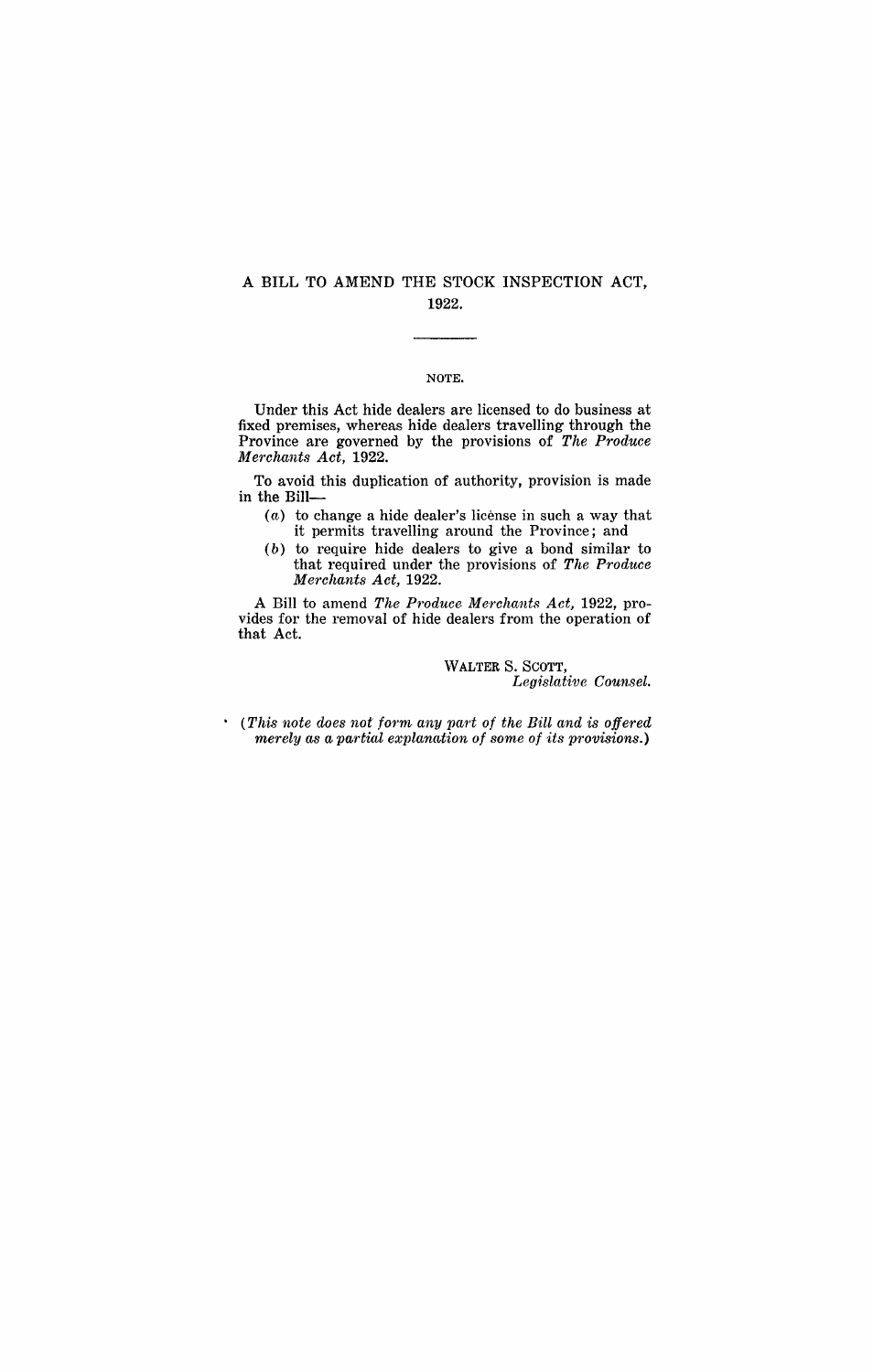# A BILL TO AMEND THE STOCK INSPECTION ACT, 1922.

NOTE.

Under this Act hide dealers are licensed to do business at fixed premises, whereas hide dealers travelling through the Province are governed by the provisions of *The Produce Merchants Act*, 1922.

To avoid this duplication of authority, provision is made in the Bill—

(*a*) to change a hide dealer's license in such a way that it permits travelling around the Province; and

(*b*) to require hide dealers to give a bond similar to that required under the provisions of *The Produce Merchants Act*, 1922.

A Bill to amend *The Produce Merchants Act*, 1922, provides for the removal of hide dealers from the operation of that Act.

WALTER S. SCOTT,
*Legislative Counsel.*

*(This note does not form any part of the Bill and is offered merely as a partial explanation of some of its provisions.)*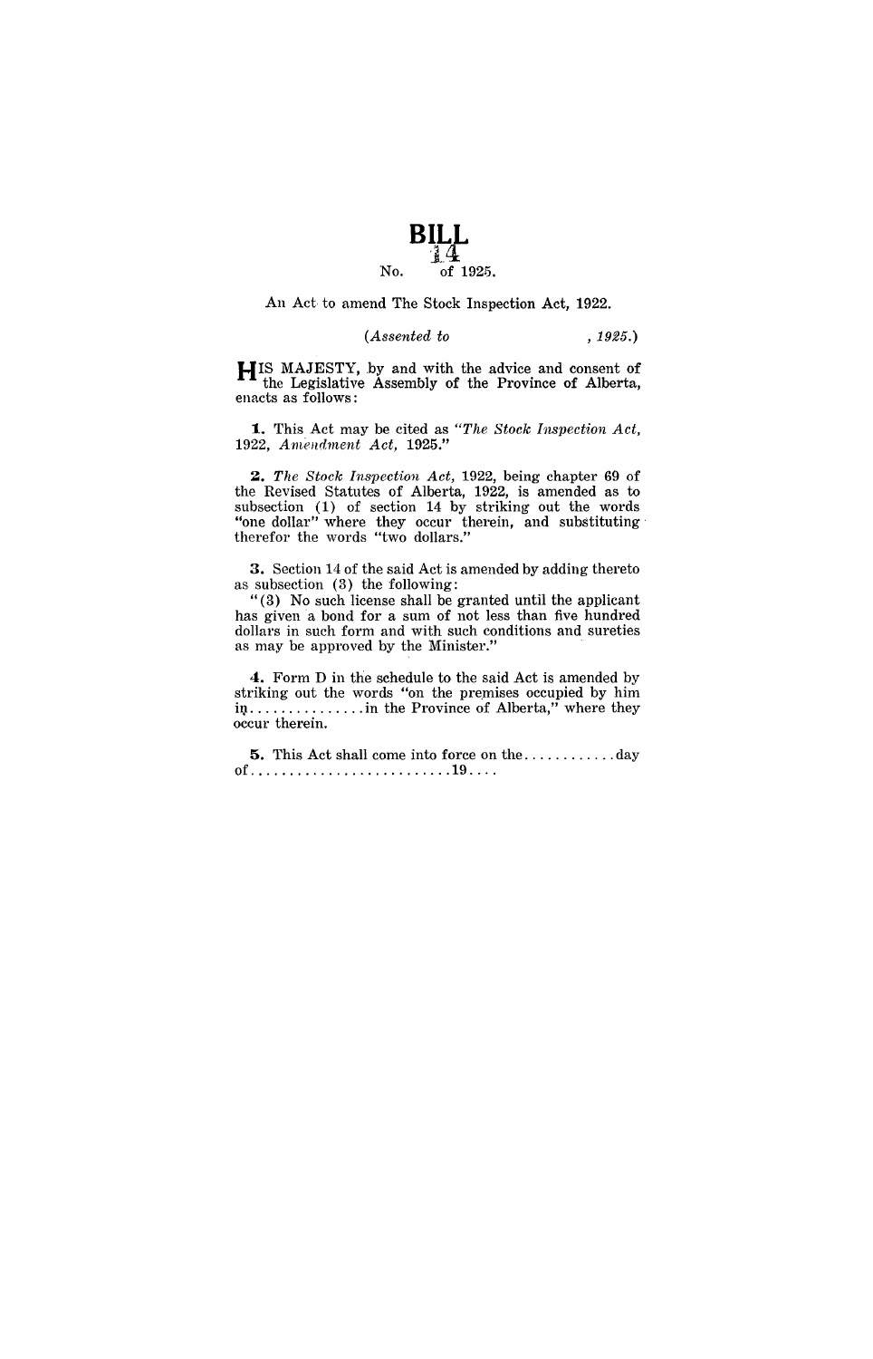# BILL

No. 14 of 1925.

An Act to amend The Stock Inspection Act, 1922.

*(Assented to , 1925.)*

HIS MAJESTY, by and with the advice and consent of the Legislative Assembly of the Province of Alberta, enacts as follows:

**1.** This Act may be cited as *"The Stock Inspection Act, 1922, Amendment Act, 1925."*

**2.** *The Stock Inspection Act*, 1922, being chapter 69 of the Revised Statutes of Alberta, 1922, is amended as to subsection (1) of section 14 by striking out the words "one dollar" where they occur therein, and substituting therefor the words "two dollars."

**3.** Section 14 of the said Act is amended by adding thereto as subsection (3) the following:

"(3) No such license shall be granted until the applicant has given a bond for a sum of not less than five hundred dollars in such form and with such conditions and sureties as may be approved by the Minister."

**4.** Form D in the schedule to the said Act is amended by striking out the words "on the premises occupied by him in............... in the Province of Alberta," where they occur therein.

**5.** This Act shall come into force on the............day of..........................19....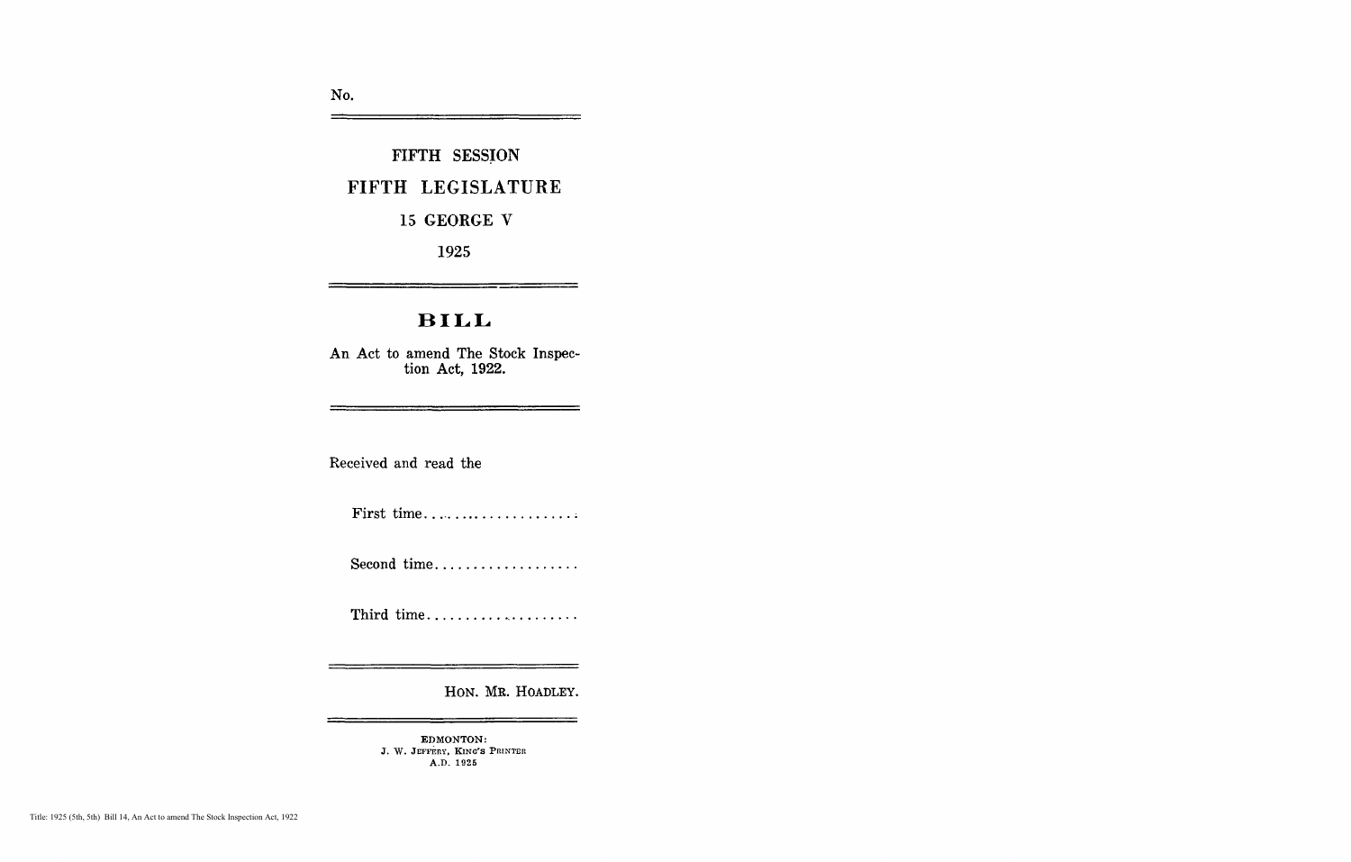No.

FIFTH SESSION

FIFTH LEGISLATURE

15 GEORGE V

1925

# BILL

An Act to amend The Stock Inspection Act, 1922.

Received and read the

First time....................

Second time..................

Third time....................

HON. MR. HOADLEY.

EDMONTON:
J. W. JEFFERY, KING'S PRINTER
A.D. 1925

Title: 1925 (5th, 5th) Bill 14, An Act to amend The Stock Inspection Act, 1922